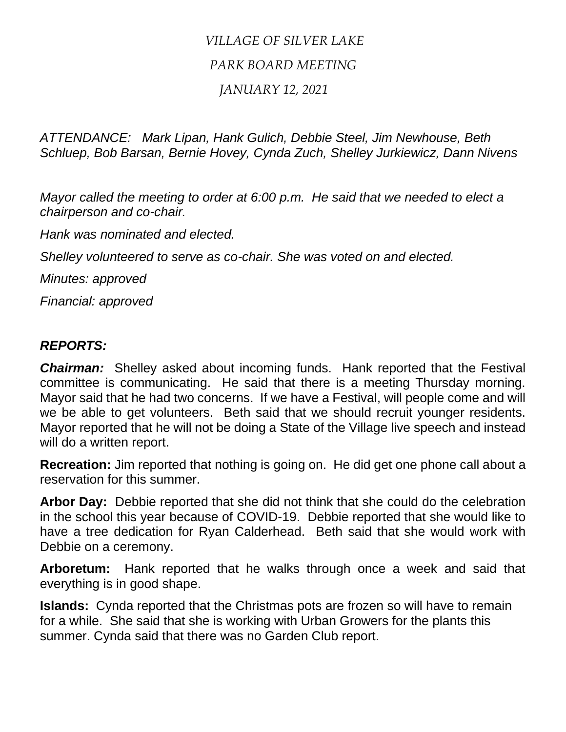*VILLAGE OF SILVER LAKE*

*PARK BOARD MEETING*

*JANUARY 12, 2021*

*ATTENDANCE: Mark Lipan, Hank Gulich, Debbie Steel, Jim Newhouse, Beth Schluep, Bob Barsan, Bernie Hovey, Cynda Zuch, Shelley Jurkiewicz, Dann Nivens*

*Mayor called the meeting to order at 6:00 p.m. He said that we needed to elect a chairperson and co-chair.*

*Hank was nominated and elected.*

*Shelley volunteered to serve as co-chair. She was voted on and elected.*

*Minutes: approved*

*Financial: approved*

***REPORTS:***

***Chairman:*** Shelley asked about incoming funds. Hank reported that the Festival committee is communicating. He said that there is a meeting Thursday morning. Mayor said that he had two concerns. If we have a Festival, will people come and will we be able to get volunteers. Beth said that we should recruit younger residents. Mayor reported that he will not be doing a State of the Village live speech and instead will do a written report.

**Recreation:** Jim reported that nothing is going on. He did get one phone call about a reservation for this summer.

**Arbor Day:** Debbie reported that she did not think that she could do the celebration in the school this year because of COVID-19. Debbie reported that she would like to have a tree dedication for Ryan Calderhead. Beth said that she would work with Debbie on a ceremony.

**Arboretum:** Hank reported that he walks through once a week and said that everything is in good shape.

**Islands:** Cynda reported that the Christmas pots are frozen so will have to remain for a while. She said that she is working with Urban Growers for the plants this summer. Cynda said that there was no Garden Club report.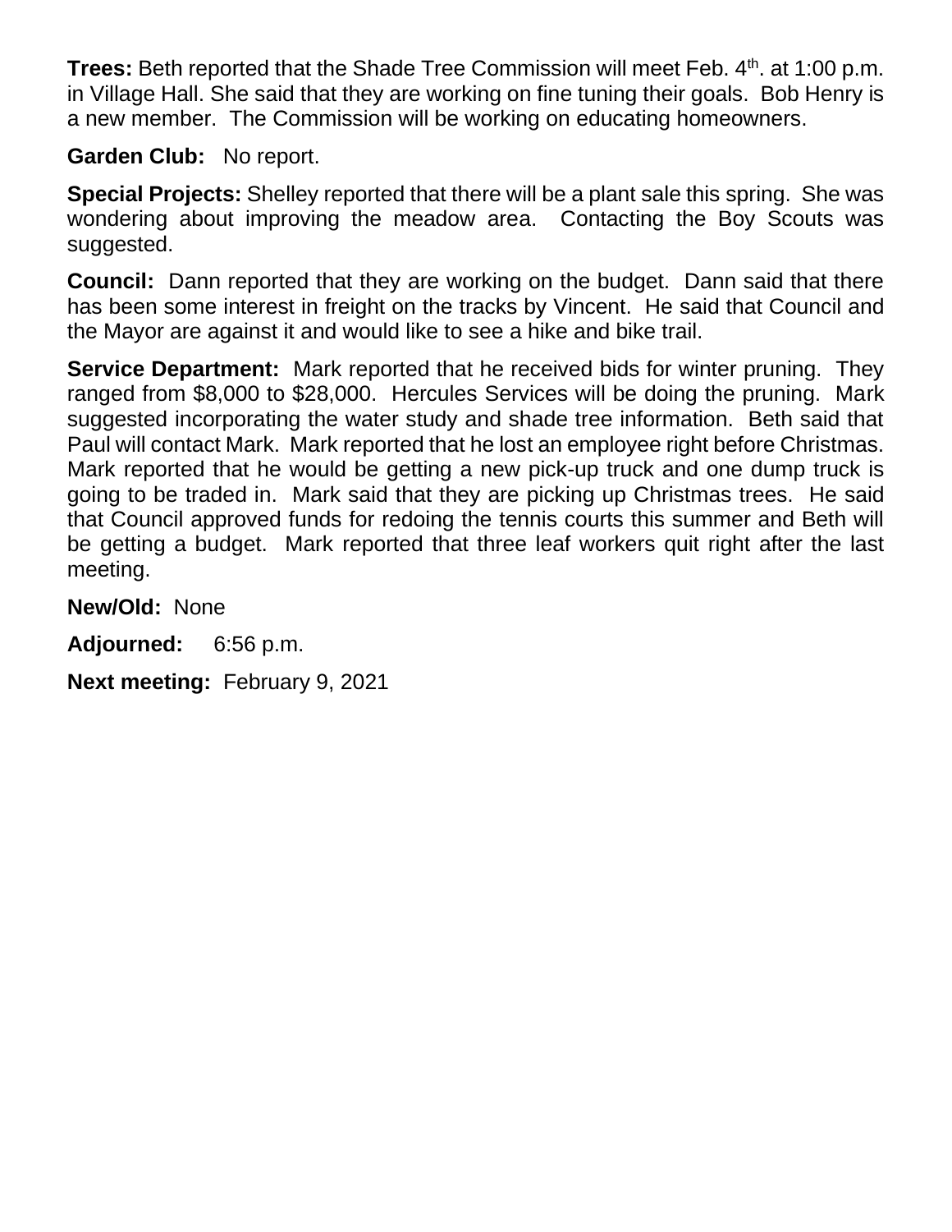**Trees:** Beth reported that the Shade Tree Commission will meet Feb. 4th. at 1:00 p.m. in Village Hall. She said that they are working on fine tuning their goals. Bob Henry is a new member. The Commission will be working on educating homeowners.

**Garden Club:** No report.

**Special Projects:** Shelley reported that there will be a plant sale this spring. She was wondering about improving the meadow area. Contacting the Boy Scouts was suggested.

**Council:** Dann reported that they are working on the budget. Dann said that there has been some interest in freight on the tracks by Vincent. He said that Council and the Mayor are against it and would like to see a hike and bike trail.

**Service Department:** Mark reported that he received bids for winter pruning. They ranged from $8,000 to $28,000. Hercules Services will be doing the pruning. Mark suggested incorporating the water study and shade tree information. Beth said that Paul will contact Mark. Mark reported that he lost an employee right before Christmas. Mark reported that he would be getting a new pick-up truck and one dump truck is going to be traded in. Mark said that they are picking up Christmas trees. He said that Council approved funds for redoing the tennis courts this summer and Beth will be getting a budget. Mark reported that three leaf workers quit right after the last meeting.

**New/Old:** None

**Adjourned:** 6:56 p.m.

**Next meeting:** February 9, 2021